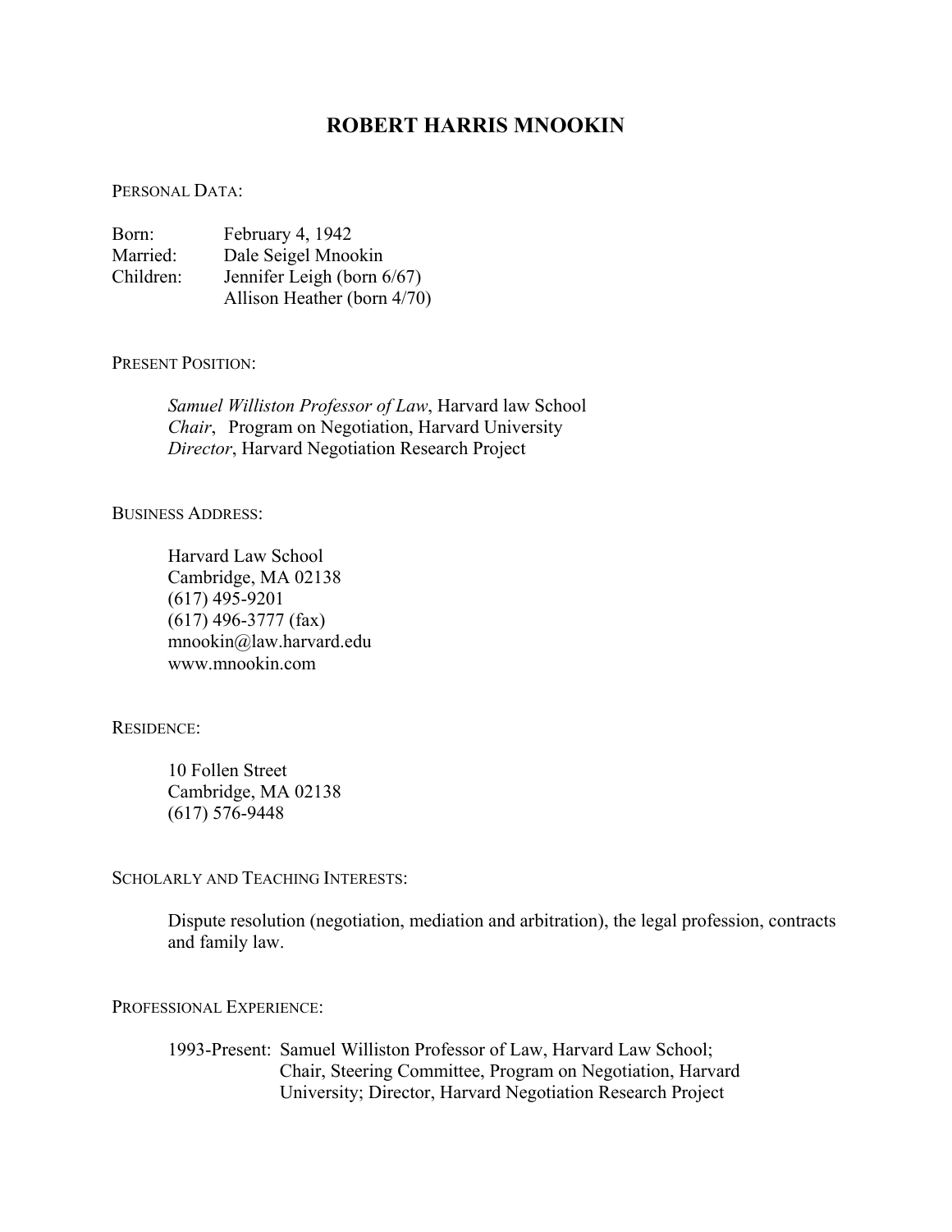# ROBERT HARRIS MNOOKIN

PERSONAL DATA:

Born: February 4, 1942
Married: Dale Seigel Mnookin
Children: Jennifer Leigh (born 6/67)
Allison Heather (born 4/70)

PRESENT POSITION:

*Samuel Williston Professor of Law*, Harvard law School
*Chair*, Program on Negotiation, Harvard University
*Director*, Harvard Negotiation Research Project

BUSINESS ADDRESS:

Harvard Law School
Cambridge, MA 02138
(617) 495-9201
(617) 496-3777 (fax)
mnookin@law.harvard.edu
www.mnookin.com

RESIDENCE:

10 Follen Street
Cambridge, MA 02138
(617) 576-9448

SCHOLARLY AND TEACHING INTERESTS:

Dispute resolution (negotiation, mediation and arbitration), the legal profession, contracts and family law.

PROFESSIONAL EXPERIENCE:

1993-Present: Samuel Williston Professor of Law, Harvard Law School; Chair, Steering Committee, Program on Negotiation, Harvard University; Director, Harvard Negotiation Research Project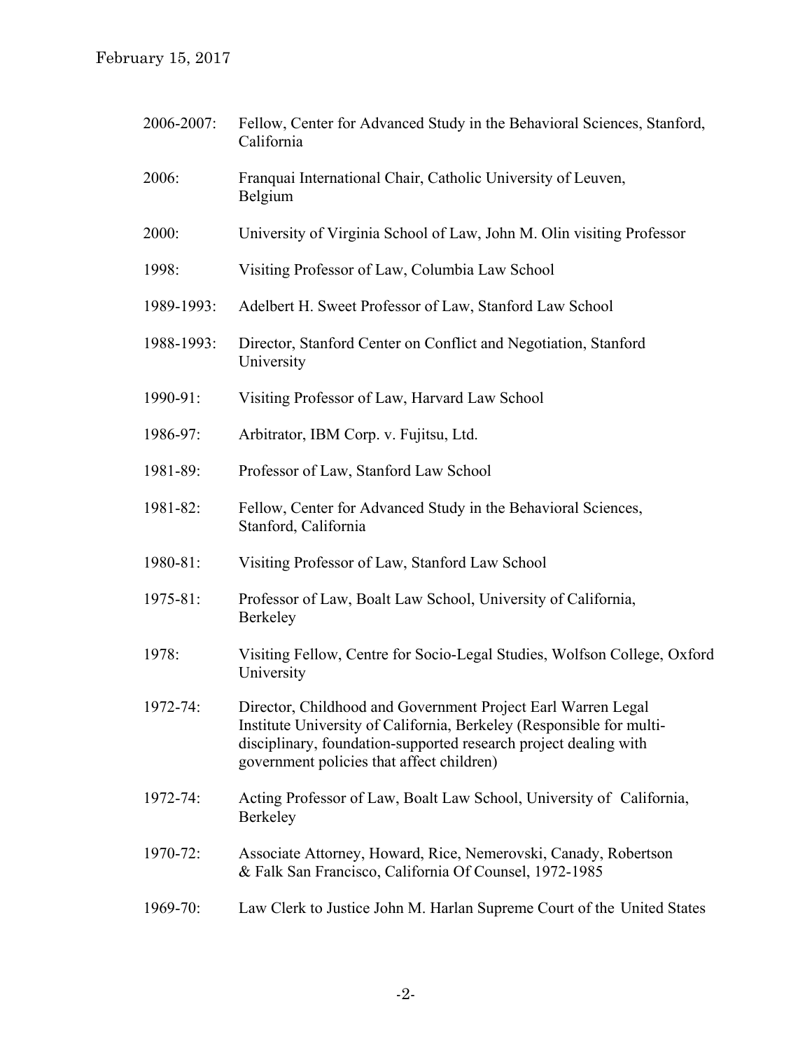| | |
|---|---|
| 2006-2007: | Fellow, Center for Advanced Study in the Behavioral Sciences, Stanford, California |
| 2006: | Franquai International Chair, Catholic University of Leuven, Belgium |
| 2000: | University of Virginia School of Law, John M. Olin visiting Professor |
| 1998: | Visiting Professor of Law, Columbia Law School |
| 1989-1993: | Adelbert H. Sweet Professor of Law, Stanford Law School |
| 1988-1993: | Director, Stanford Center on Conflict and Negotiation, Stanford University |
| 1990-91: | Visiting Professor of Law, Harvard Law School |
| 1986-97: | Arbitrator, IBM Corp. v. Fujitsu, Ltd. |
| 1981-89: | Professor of Law, Stanford Law School |
| 1981-82: | Fellow, Center for Advanced Study in the Behavioral Sciences, Stanford, California |
| 1980-81: | Visiting Professor of Law, Stanford Law School |
| 1975-81: | Professor of Law, Boalt Law School, University of California, Berkeley |
| 1978: | Visiting Fellow, Centre for Socio-Legal Studies, Wolfson College, Oxford University |
| 1972-74: | Director, Childhood and Government Project Earl Warren Legal Institute University of California, Berkeley (Responsible for multi-disciplinary, foundation-supported research project dealing with government policies that affect children) |
| 1972-74: | Acting Professor of Law, Boalt Law School, University of California, Berkeley |
| 1970-72: | Associate Attorney, Howard, Rice, Nemerovski, Canady, Robertson & Falk San Francisco, California Of Counsel, 1972-1985 |
| 1969-70: | Law Clerk to Justice John M. Harlan Supreme Court of the United States |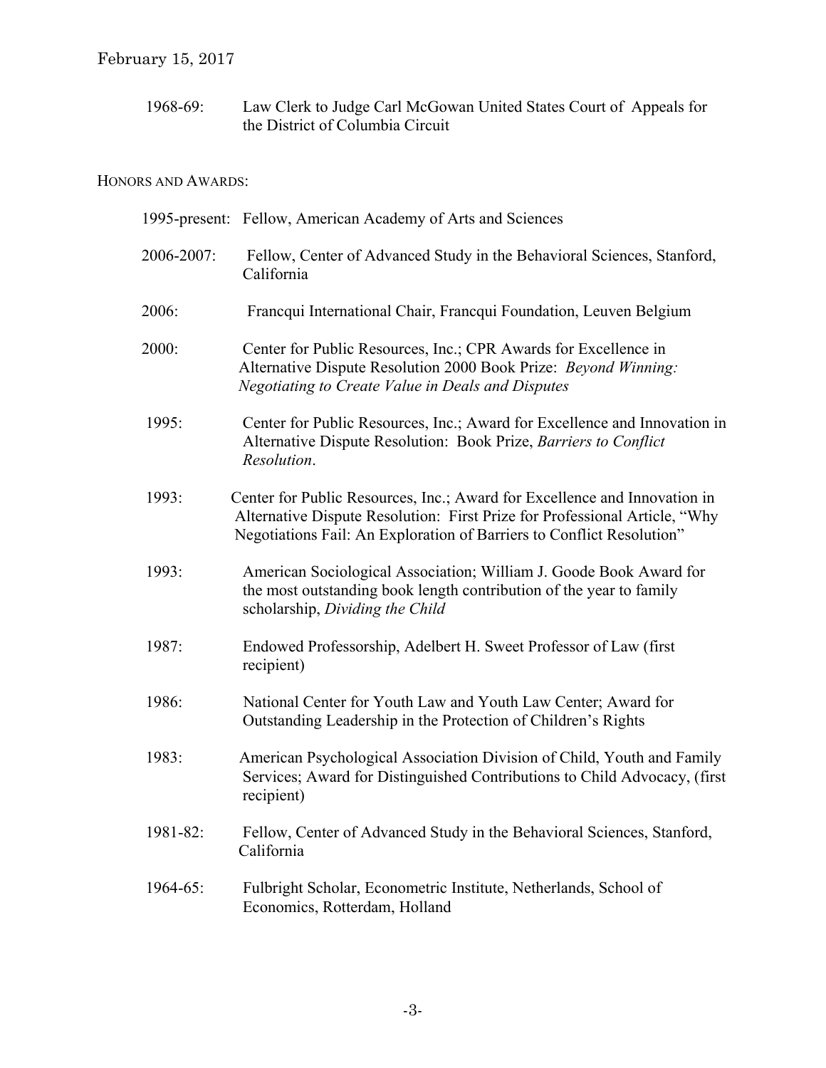1968-69: Law Clerk to Judge Carl McGowan United States Court of Appeals for the District of Columbia Circuit

HONORS AND AWARDS:

1995-present: Fellow, American Academy of Arts and Sciences

2006-2007: Fellow, Center of Advanced Study in the Behavioral Sciences, Stanford, California

2006: Francqui International Chair, Francqui Foundation, Leuven Belgium

2000: Center for Public Resources, Inc.; CPR Awards for Excellence in Alternative Dispute Resolution 2000 Book Prize: *Beyond Winning: Negotiating to Create Value in Deals and Disputes*

1995: Center for Public Resources, Inc.; Award for Excellence and Innovation in Alternative Dispute Resolution: Book Prize, *Barriers to Conflict Resolution*.

1993: Center for Public Resources, Inc.; Award for Excellence and Innovation in Alternative Dispute Resolution: First Prize for Professional Article, "Why Negotiations Fail: An Exploration of Barriers to Conflict Resolution"

1993: American Sociological Association; William J. Goode Book Award for the most outstanding book length contribution of the year to family scholarship, *Dividing the Child*

1987: Endowed Professorship, Adelbert H. Sweet Professor of Law (first recipient)

1986: National Center for Youth Law and Youth Law Center; Award for Outstanding Leadership in the Protection of Children's Rights

1983: American Psychological Association Division of Child, Youth and Family Services; Award for Distinguished Contributions to Child Advocacy, (first recipient)

1981-82: Fellow, Center of Advanced Study in the Behavioral Sciences, Stanford, California

1964-65: Fulbright Scholar, Econometric Institute, Netherlands, School of Economics, Rotterdam, Holland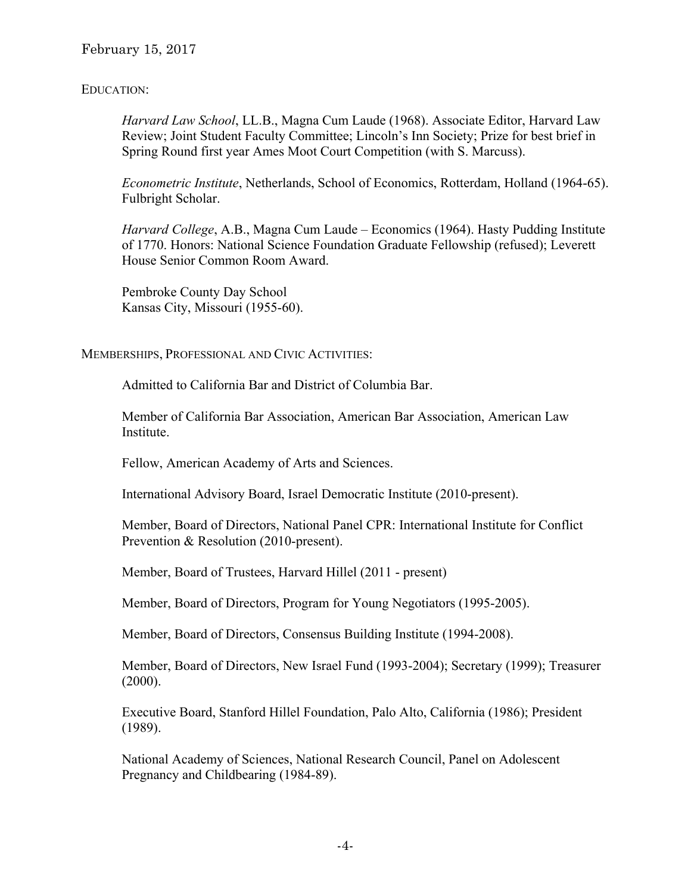February 15, 2017

## EDUCATION:

*Harvard Law School*, LL.B., Magna Cum Laude (1968). Associate Editor, Harvard Law Review; Joint Student Faculty Committee; Lincoln's Inn Society; Prize for best brief in Spring Round first year Ames Moot Court Competition (with S. Marcuss).

*Econometric Institute*, Netherlands, School of Economics, Rotterdam, Holland (1964-65). Fulbright Scholar.

*Harvard College*, A.B., Magna Cum Laude – Economics (1964). Hasty Pudding Institute of 1770. Honors: National Science Foundation Graduate Fellowship (refused); Leverett House Senior Common Room Award.

Pembroke County Day School
Kansas City, Missouri (1955-60).

## MEMBERSHIPS, PROFESSIONAL AND CIVIC ACTIVITIES:

Admitted to California Bar and District of Columbia Bar.

Member of California Bar Association, American Bar Association, American Law Institute.

Fellow, American Academy of Arts and Sciences.

International Advisory Board, Israel Democratic Institute (2010-present).

Member, Board of Directors, National Panel CPR: International Institute for Conflict Prevention & Resolution (2010-present).

Member, Board of Trustees, Harvard Hillel (2011 - present)

Member, Board of Directors, Program for Young Negotiators (1995-2005).

Member, Board of Directors, Consensus Building Institute (1994-2008).

Member, Board of Directors, New Israel Fund (1993-2004); Secretary (1999); Treasurer (2000).

Executive Board, Stanford Hillel Foundation, Palo Alto, California (1986); President (1989).

National Academy of Sciences, National Research Council, Panel on Adolescent Pregnancy and Childbearing (1984-89).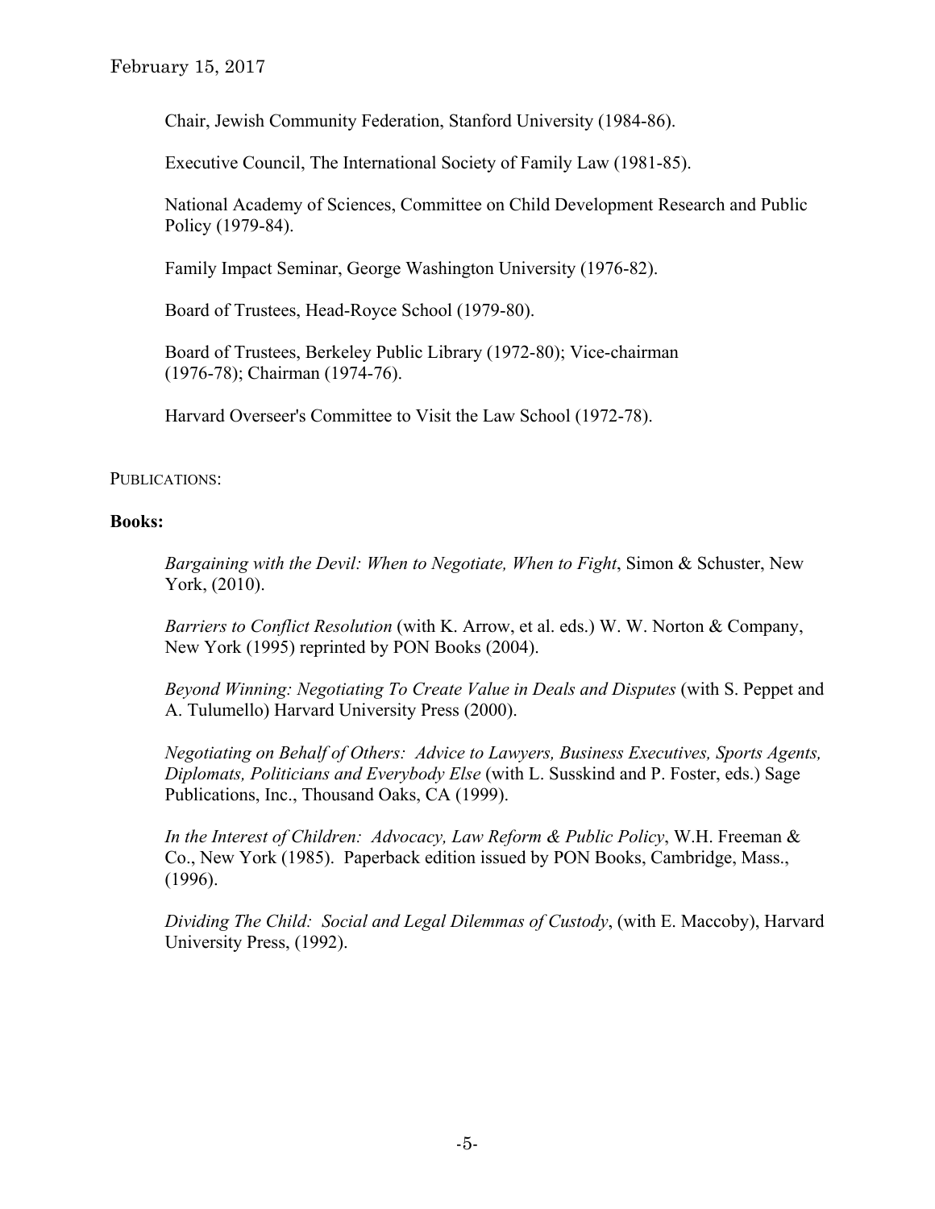Chair, Jewish Community Federation, Stanford University (1984-86).

Executive Council, The International Society of Family Law (1981-85).

National Academy of Sciences, Committee on Child Development Research and Public Policy (1979-84).

Family Impact Seminar, George Washington University (1976-82).

Board of Trustees, Head-Royce School (1979-80).

Board of Trustees, Berkeley Public Library (1972-80); Vice-chairman (1976-78); Chairman (1974-76).

Harvard Overseer's Committee to Visit the Law School (1972-78).

PUBLICATIONS:

**Books:**

*Bargaining with the Devil: When to Negotiate, When to Fight*, Simon & Schuster, New York, (2010).

*Barriers to Conflict Resolution* (with K. Arrow, et al. eds.) W. W. Norton & Company, New York (1995) reprinted by PON Books (2004).

*Beyond Winning: Negotiating To Create Value in Deals and Disputes* (with S. Peppet and A. Tulumello) Harvard University Press (2000).

*Negotiating on Behalf of Others: Advice to Lawyers, Business Executives, Sports Agents, Diplomats, Politicians and Everybody Else* (with L. Susskind and P. Foster, eds.) Sage Publications, Inc., Thousand Oaks, CA (1999).

*In the Interest of Children: Advocacy, Law Reform & Public Policy*, W.H. Freeman & Co., New York (1985). Paperback edition issued by PON Books, Cambridge, Mass., (1996).

*Dividing The Child: Social and Legal Dilemmas of Custody*, (with E. Maccoby), Harvard University Press, (1992).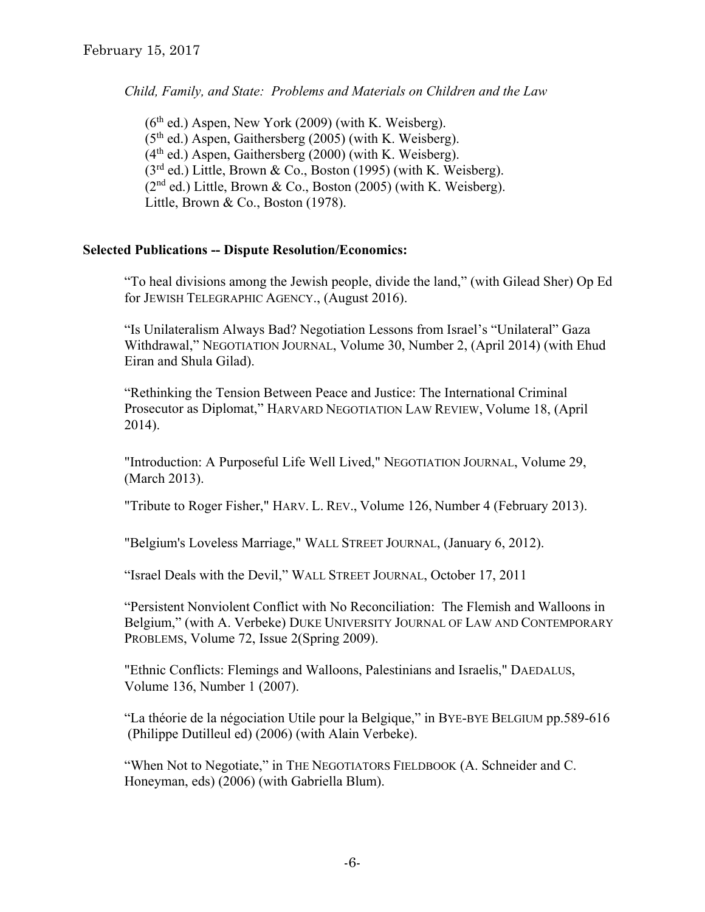*Child, Family, and State: Problems and Materials on Children and the Law*

(6th ed.) Aspen, New York (2009) (with K. Weisberg).
(5th ed.) Aspen, Gaithersberg (2005) (with K. Weisberg).
(4th ed.) Aspen, Gaithersberg (2000) (with K. Weisberg).
(3rd ed.) Little, Brown & Co., Boston (1995) (with K. Weisberg).
(2nd ed.) Little, Brown & Co., Boston (2005) (with K. Weisberg).
Little, Brown & Co., Boston (1978).

**Selected Publications -- Dispute Resolution/Economics:**

"To heal divisions among the Jewish people, divide the land," (with Gilead Sher) Op Ed for JEWISH TELEGRAPHIC AGENCY., (August 2016).

"Is Unilateralism Always Bad? Negotiation Lessons from Israel's "Unilateral" Gaza Withdrawal," NEGOTIATION JOURNAL, Volume 30, Number 2, (April 2014) (with Ehud Eiran and Shula Gilad).

"Rethinking the Tension Between Peace and Justice: The International Criminal Prosecutor as Diplomat," HARVARD NEGOTIATION LAW REVIEW, Volume 18, (April 2014).

"Introduction: A Purposeful Life Well Lived," NEGOTIATION JOURNAL, Volume 29, (March 2013).

"Tribute to Roger Fisher," HARV. L. REV., Volume 126, Number 4 (February 2013).

"Belgium's Loveless Marriage," WALL STREET JOURNAL, (January 6, 2012).

"Israel Deals with the Devil," WALL STREET JOURNAL, October 17, 2011

"Persistent Nonviolent Conflict with No Reconciliation: The Flemish and Walloons in Belgium," (with A. Verbeke) DUKE UNIVERSITY JOURNAL OF LAW AND CONTEMPORARY PROBLEMS, Volume 72, Issue 2(Spring 2009).

"Ethnic Conflicts: Flemings and Walloons, Palestinians and Israelis," DAEDALUS, Volume 136, Number 1 (2007).

"La théorie de la négociation Utile pour la Belgique," in BYE-BYE BELGIUM pp.589-616 (Philippe Dutilleul ed) (2006) (with Alain Verbeke).

"When Not to Negotiate," in THE NEGOTIATORS FIELDBOOK (A. Schneider and C. Honeyman, eds) (2006) (with Gabriella Blum).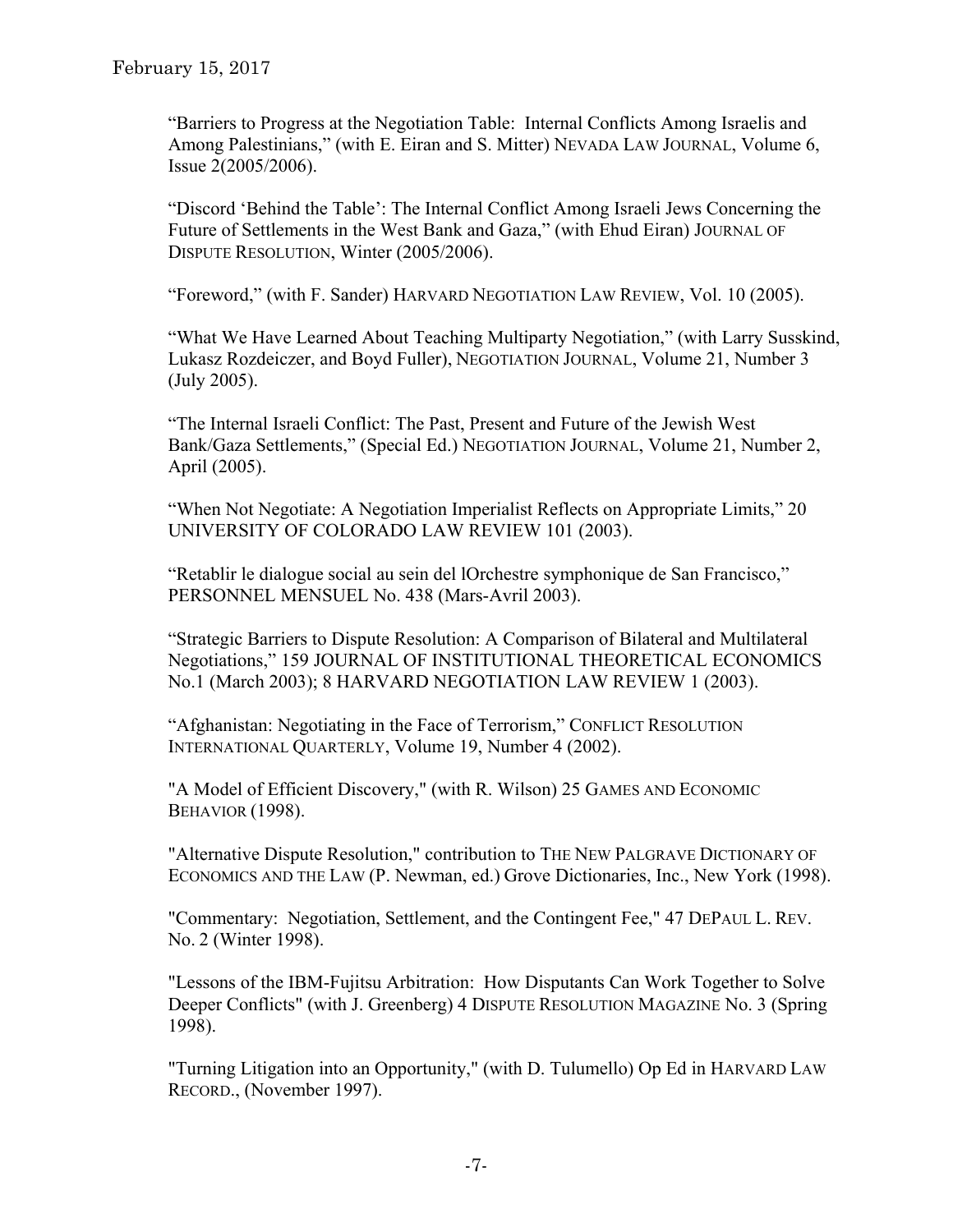"Barriers to Progress at the Negotiation Table: Internal Conflicts Among Israelis and Among Palestinians," (with E. Eiran and S. Mitter) NEVADA LAW JOURNAL, Volume 6, Issue 2(2005/2006).

"Discord 'Behind the Table': The Internal Conflict Among Israeli Jews Concerning the Future of Settlements in the West Bank and Gaza," (with Ehud Eiran) JOURNAL OF DISPUTE RESOLUTION, Winter (2005/2006).

"Foreword," (with F. Sander) HARVARD NEGOTIATION LAW REVIEW, Vol. 10 (2005).

"What We Have Learned About Teaching Multiparty Negotiation," (with Larry Susskind, Lukasz Rozdeiczer, and Boyd Fuller), NEGOTIATION JOURNAL, Volume 21, Number 3 (July 2005).

"The Internal Israeli Conflict: The Past, Present and Future of the Jewish West Bank/Gaza Settlements," (Special Ed.) NEGOTIATION JOURNAL, Volume 21, Number 2, April (2005).

"When Not Negotiate: A Negotiation Imperialist Reflects on Appropriate Limits," 20 UNIVERSITY OF COLORADO LAW REVIEW 101 (2003).

"Retablir le dialogue social au sein del lOrchestre symphonique de San Francisco," PERSONNEL MENSUEL No. 438 (Mars-Avril 2003).

"Strategic Barriers to Dispute Resolution: A Comparison of Bilateral and Multilateral Negotiations," 159 JOURNAL OF INSTITUTIONAL THEORETICAL ECONOMICS No.1 (March 2003); 8 HARVARD NEGOTIATION LAW REVIEW 1 (2003).

"Afghanistan: Negotiating in the Face of Terrorism," CONFLICT RESOLUTION INTERNATIONAL QUARTERLY, Volume 19, Number 4 (2002).

"A Model of Efficient Discovery," (with R. Wilson) 25 GAMES AND ECONOMIC BEHAVIOR (1998).

"Alternative Dispute Resolution," contribution to THE NEW PALGRAVE DICTIONARY OF ECONOMICS AND THE LAW (P. Newman, ed.) Grove Dictionaries, Inc., New York (1998).

"Commentary: Negotiation, Settlement, and the Contingent Fee," 47 DEPAUL L. REV. No. 2 (Winter 1998).

"Lessons of the IBM-Fujitsu Arbitration: How Disputants Can Work Together to Solve Deeper Conflicts" (with J. Greenberg) 4 DISPUTE RESOLUTION MAGAZINE No. 3 (Spring 1998).

"Turning Litigation into an Opportunity," (with D. Tulumello) Op Ed in HARVARD LAW RECORD., (November 1997).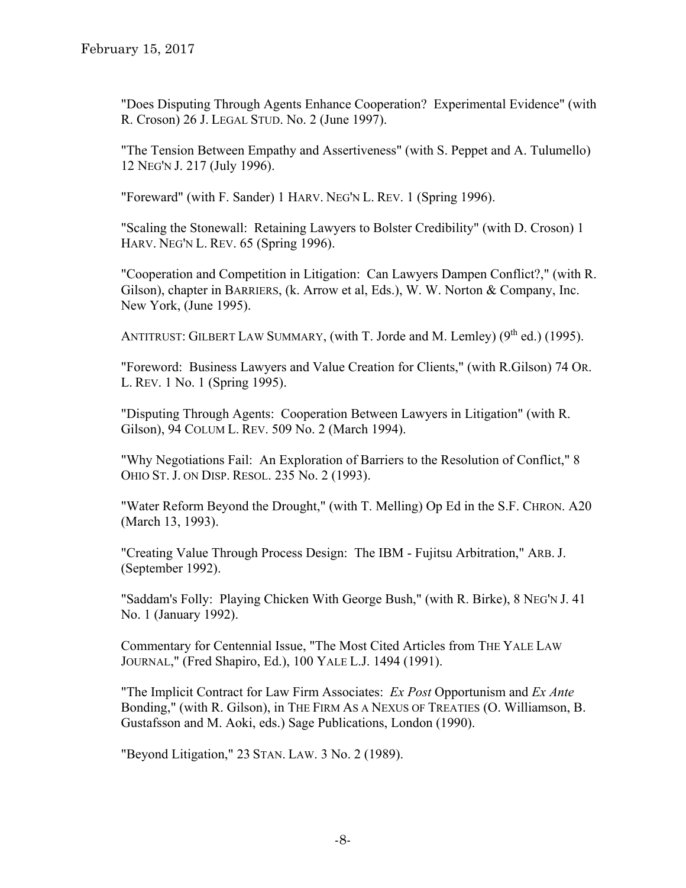"Does Disputing Through Agents Enhance Cooperation? Experimental Evidence" (with R. Croson) 26 J. LEGAL STUD. No. 2 (June 1997).

"The Tension Between Empathy and Assertiveness" (with S. Peppet and A. Tulumello) 12 NEG'N J. 217 (July 1996).

"Foreward" (with F. Sander) 1 HARV. NEG'N L. REV. 1 (Spring 1996).

"Scaling the Stonewall: Retaining Lawyers to Bolster Credibility" (with D. Croson) 1 HARV. NEG'N L. REV. 65 (Spring 1996).

"Cooperation and Competition in Litigation: Can Lawyers Dampen Conflict?," (with R. Gilson), chapter in BARRIERS, (k. Arrow et al, Eds.), W. W. Norton & Company, Inc. New York, (June 1995).

ANTITRUST: GILBERT LAW SUMMARY, (with T. Jorde and M. Lemley) (9th ed.) (1995).

"Foreword: Business Lawyers and Value Creation for Clients," (with R.Gilson) 74 OR. L. REV. 1 No. 1 (Spring 1995).

"Disputing Through Agents: Cooperation Between Lawyers in Litigation" (with R. Gilson), 94 COLUM L. REV. 509 No. 2 (March 1994).

"Why Negotiations Fail: An Exploration of Barriers to the Resolution of Conflict," 8 OHIO ST. J. ON DISP. RESOL. 235 No. 2 (1993).

"Water Reform Beyond the Drought," (with T. Melling) Op Ed in the S.F. CHRON. A20 (March 13, 1993).

"Creating Value Through Process Design: The IBM - Fujitsu Arbitration," ARB. J. (September 1992).

"Saddam's Folly: Playing Chicken With George Bush," (with R. Birke), 8 NEG'N J. 41 No. 1 (January 1992).

Commentary for Centennial Issue, "The Most Cited Articles from THE YALE LAW JOURNAL," (Fred Shapiro, Ed.), 100 YALE L.J. 1494 (1991).

"The Implicit Contract for Law Firm Associates: *Ex Post* Opportunism and *Ex Ante* Bonding," (with R. Gilson), in THE FIRM AS A NEXUS OF TREATIES (O. Williamson, B. Gustafsson and M. Aoki, eds.) Sage Publications, London (1990).

"Beyond Litigation," 23 STAN. LAW. 3 No. 2 (1989).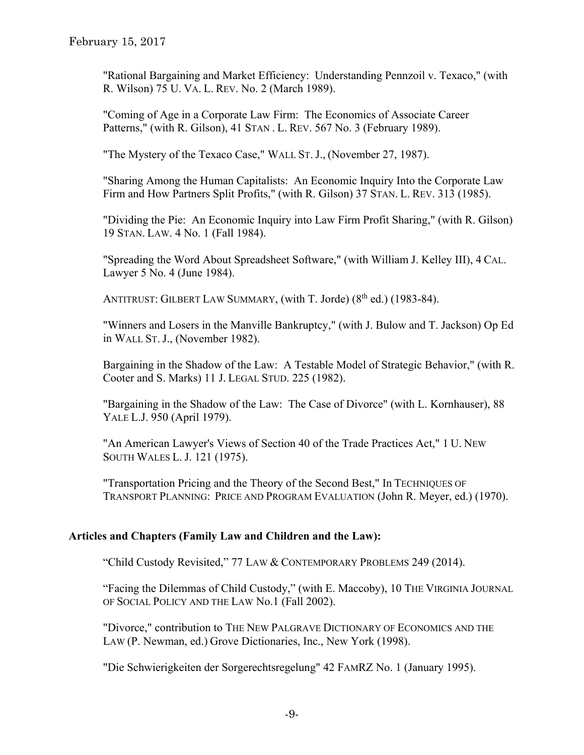"Rational Bargaining and Market Efficiency: Understanding Pennzoil v. Texaco," (with R. Wilson) 75 U. VA. L. REV. No. 2 (March 1989).

"Coming of Age in a Corporate Law Firm: The Economics of Associate Career Patterns," (with R. Gilson), 41 STAN . L. REV. 567 No. 3 (February 1989).

"The Mystery of the Texaco Case," WALL ST. J., (November 27, 1987).

"Sharing Among the Human Capitalists: An Economic Inquiry Into the Corporate Law Firm and How Partners Split Profits," (with R. Gilson) 37 STAN. L. REV. 313 (1985).

"Dividing the Pie: An Economic Inquiry into Law Firm Profit Sharing," (with R. Gilson) 19 STAN. LAW. 4 No. 1 (Fall 1984).

"Spreading the Word About Spreadsheet Software," (with William J. Kelley III), 4 CAL. Lawyer 5 No. 4 (June 1984).

ANTITRUST: GILBERT LAW SUMMARY, (with T. Jorde) (8th ed.) (1983-84).

"Winners and Losers in the Manville Bankruptcy," (with J. Bulow and T. Jackson) Op Ed in WALL ST. J., (November 1982).

Bargaining in the Shadow of the Law: A Testable Model of Strategic Behavior," (with R. Cooter and S. Marks) 11 J. LEGAL STUD. 225 (1982).

"Bargaining in the Shadow of the Law: The Case of Divorce" (with L. Kornhauser), 88 YALE L.J. 950 (April 1979).

"An American Lawyer's Views of Section 40 of the Trade Practices Act," 1 U. NEW SOUTH WALES L. J. 121 (1975).

"Transportation Pricing and the Theory of the Second Best," In TECHNIQUES OF TRANSPORT PLANNING: PRICE AND PROGRAM EVALUATION (John R. Meyer, ed.) (1970).

**Articles and Chapters (Family Law and Children and the Law):**

"Child Custody Revisited," 77 LAW & CONTEMPORARY PROBLEMS 249 (2014).

"Facing the Dilemmas of Child Custody," (with E. Maccoby), 10 THE VIRGINIA JOURNAL OF SOCIAL POLICY AND THE LAW No.1 (Fall 2002).

"Divorce," contribution to THE NEW PALGRAVE DICTIONARY OF ECONOMICS AND THE LAW (P. Newman, ed.) Grove Dictionaries, Inc., New York (1998).

"Die Schwierigkeiten der Sorgerechtsregelung" 42 FAMRZ No. 1 (January 1995).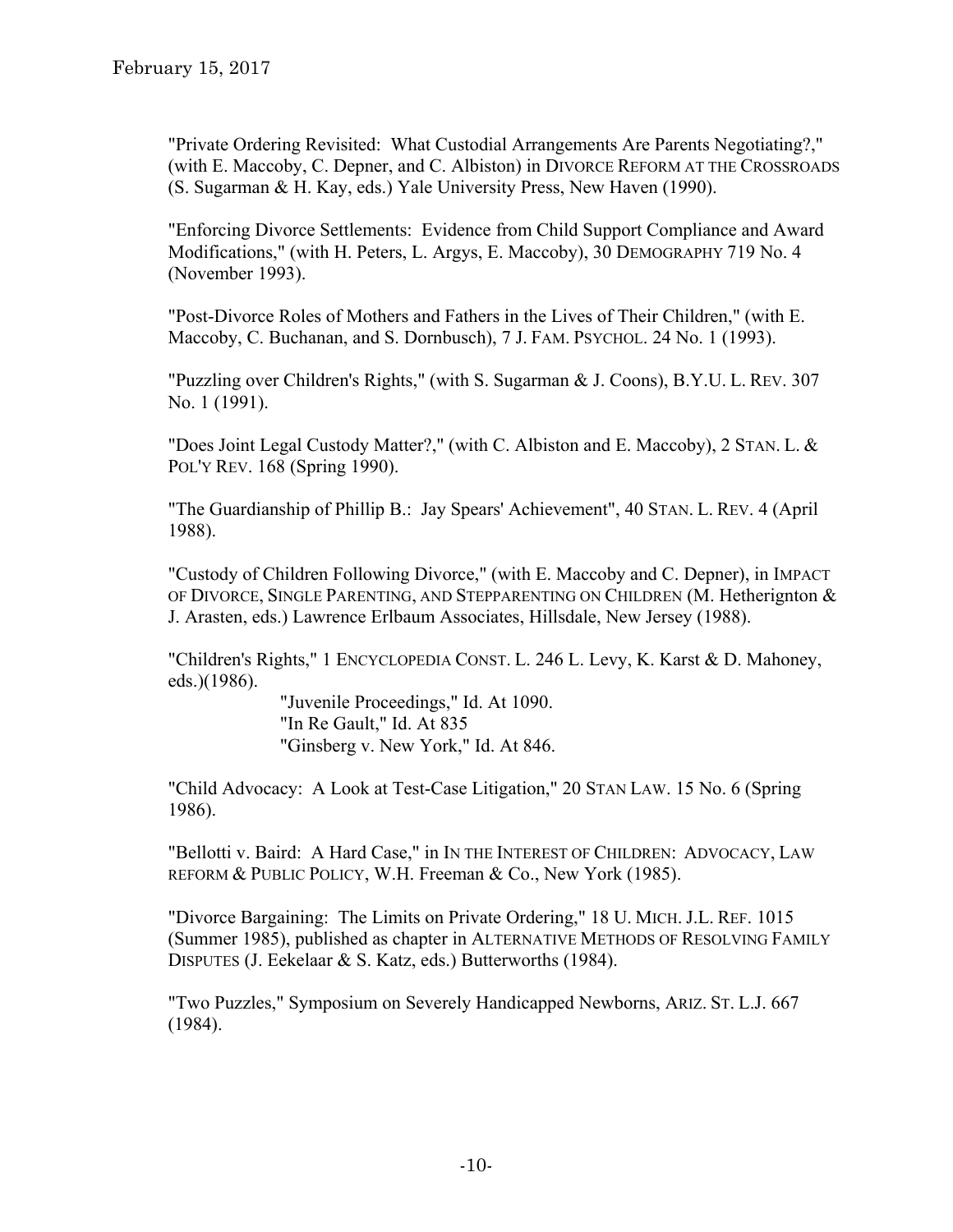"Private Ordering Revisited: What Custodial Arrangements Are Parents Negotiating?," (with E. Maccoby, C. Depner, and C. Albiston) in DIVORCE REFORM AT THE CROSSROADS (S. Sugarman & H. Kay, eds.) Yale University Press, New Haven (1990).

"Enforcing Divorce Settlements: Evidence from Child Support Compliance and Award Modifications," (with H. Peters, L. Argys, E. Maccoby), 30 DEMOGRAPHY 719 No. 4 (November 1993).

"Post-Divorce Roles of Mothers and Fathers in the Lives of Their Children," (with E. Maccoby, C. Buchanan, and S. Dornbusch), 7 J. FAM. PSYCHOL. 24 No. 1 (1993).

"Puzzling over Children's Rights," (with S. Sugarman & J. Coons), B.Y.U. L. REV. 307 No. 1 (1991).

"Does Joint Legal Custody Matter?," (with C. Albiston and E. Maccoby), 2 STAN. L. & POL'Y REV. 168 (Spring 1990).

"The Guardianship of Phillip B.: Jay Spears' Achievement", 40 STAN. L. REV. 4 (April 1988).

"Custody of Children Following Divorce," (with E. Maccoby and C. Depner), in IMPACT OF DIVORCE, SINGLE PARENTING, AND STEPPARENTING ON CHILDREN (M. Hetherignton & J. Arasten, eds.) Lawrence Erlbaum Associates, Hillsdale, New Jersey (1988).

"Children's Rights," 1 ENCYCLOPEDIA CONST. L. 246 L. Levy, K. Karst & D. Mahoney, eds.)(1986).
"Juvenile Proceedings," Id. At 1090.
"In Re Gault," Id. At 835
"Ginsberg v. New York," Id. At 846.

"Child Advocacy: A Look at Test-Case Litigation," 20 STAN LAW. 15 No. 6 (Spring 1986).

"Bellotti v. Baird: A Hard Case," in IN THE INTEREST OF CHILDREN: ADVOCACY, LAW REFORM & PUBLIC POLICY, W.H. Freeman & Co., New York (1985).

"Divorce Bargaining: The Limits on Private Ordering," 18 U. MICH. J.L. REF. 1015 (Summer 1985), published as chapter in ALTERNATIVE METHODS OF RESOLVING FAMILY DISPUTES (J. Eekelaar & S. Katz, eds.) Butterworths (1984).

"Two Puzzles," Symposium on Severely Handicapped Newborns, ARIZ. ST. L.J. 667 (1984).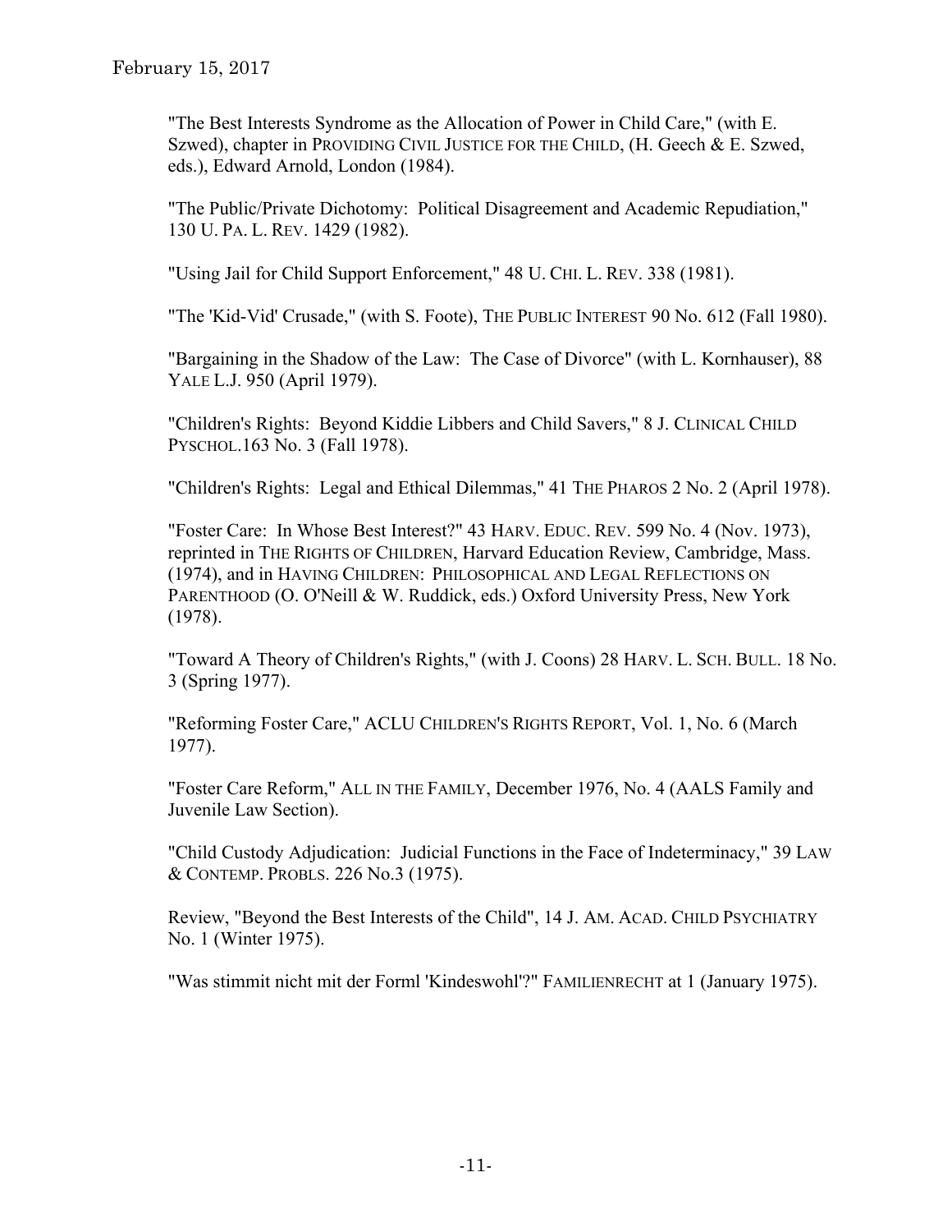"The Best Interests Syndrome as the Allocation of Power in Child Care," (with E. Szwed), chapter in PROVIDING CIVIL JUSTICE FOR THE CHILD, (H. Geech & E. Szwed, eds.), Edward Arnold, London (1984).

"The Public/Private Dichotomy: Political Disagreement and Academic Repudiation," 130 U. PA. L. REV. 1429 (1982).

"Using Jail for Child Support Enforcement," 48 U. CHI. L. REV. 338 (1981).

"The 'Kid-Vid' Crusade," (with S. Foote), THE PUBLIC INTEREST 90 No. 612 (Fall 1980).

"Bargaining in the Shadow of the Law: The Case of Divorce" (with L. Kornhauser), 88 YALE L.J. 950 (April 1979).

"Children's Rights: Beyond Kiddie Libbers and Child Savers," 8 J. CLINICAL CHILD PYSCHOL.163 No. 3 (Fall 1978).

"Children's Rights: Legal and Ethical Dilemmas," 41 THE PHAROS 2 No. 2 (April 1978).

"Foster Care: In Whose Best Interest?" 43 HARV. EDUC. REV. 599 No. 4 (Nov. 1973), reprinted in THE RIGHTS OF CHILDREN, Harvard Education Review, Cambridge, Mass. (1974), and in HAVING CHILDREN: PHILOSOPHICAL AND LEGAL REFLECTIONS ON PARENTHOOD (O. O'Neill & W. Ruddick, eds.) Oxford University Press, New York (1978).

"Toward A Theory of Children's Rights," (with J. Coons) 28 HARV. L. SCH. BULL. 18 No. 3 (Spring 1977).

"Reforming Foster Care," ACLU CHILDREN'S RIGHTS REPORT, Vol. 1, No. 6 (March 1977).

"Foster Care Reform," ALL IN THE FAMILY, December 1976, No. 4 (AALS Family and Juvenile Law Section).

"Child Custody Adjudication: Judicial Functions in the Face of Indeterminacy," 39 LAW & CONTEMP. PROBLS. 226 No.3 (1975).

Review, "Beyond the Best Interests of the Child", 14 J. AM. ACAD. CHILD PSYCHIATRY No. 1 (Winter 1975).

"Was stimmit nicht mit der Forml 'Kindeswohl'?" FAMILIENRECHT at 1 (January 1975).